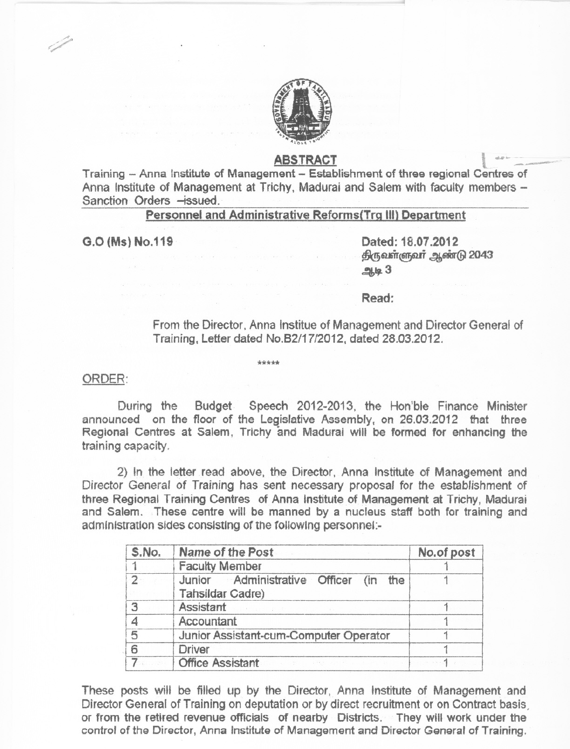## ABSTRACT

Training – Anna Institute of Management – Establishment of three regional Centres of Anna Institute of Management at Trichy, Madurai and Salem with faculty members – Sanction Orders –issued.

**Personnel and Administrative Reforms(Trg III) Department**

**G.O (Ms) No.119**

**Dated: 18.07.2012**
**திருவள்ளுவர் ஆண்டு 2043**
**ஆடி 3**

**Read:**

From the Director, Anna Institue of Management and Director General of Training, Letter dated No.B2/17/2012, dated 28.03.2012.

\*\*\*\*\*

ORDER:

During the Budget Speech 2012-2013, the Hon'ble Finance Minister announced on the floor of the Legislative Assembly, on 26.03.2012 that three Regional Centres at Salem, Trichy and Madurai will be formed for enhancing the training capacity.

2) In the letter read above, the Director, Anna Institute of Management and Director General of Training has sent necessary proposal for the establishment of three Regional Training Centres of Anna Institute of Management at Trichy, Madurai and Salem. These centre will be manned by a nucleus staff both for training and administration sides consisting of the following personnel:-

| S.No. | Name of the Post | No.of post |
|---|---|---|
| 1 | Faculty Member | 1 |
| 2 | Junior Administrative Officer (in the Tahsildar Cadre) | 1 |
| 3 | Assistant | 1 |
| 4 | Accountant | 1 |
| 5 | Junior Assistant-cum-Computer Operator | 1 |
| 6 | Driver | 1 |
| 7 | Office Assistant | 1 |

These posts will be filled up by the Director, Anna Institute of Management and Director General of Training on deputation or by direct recruitment or on Contract basis, or from the retired revenue officials of nearby Districts. They will work under the control of the Director, Anna Institute of Management and Director General of Training.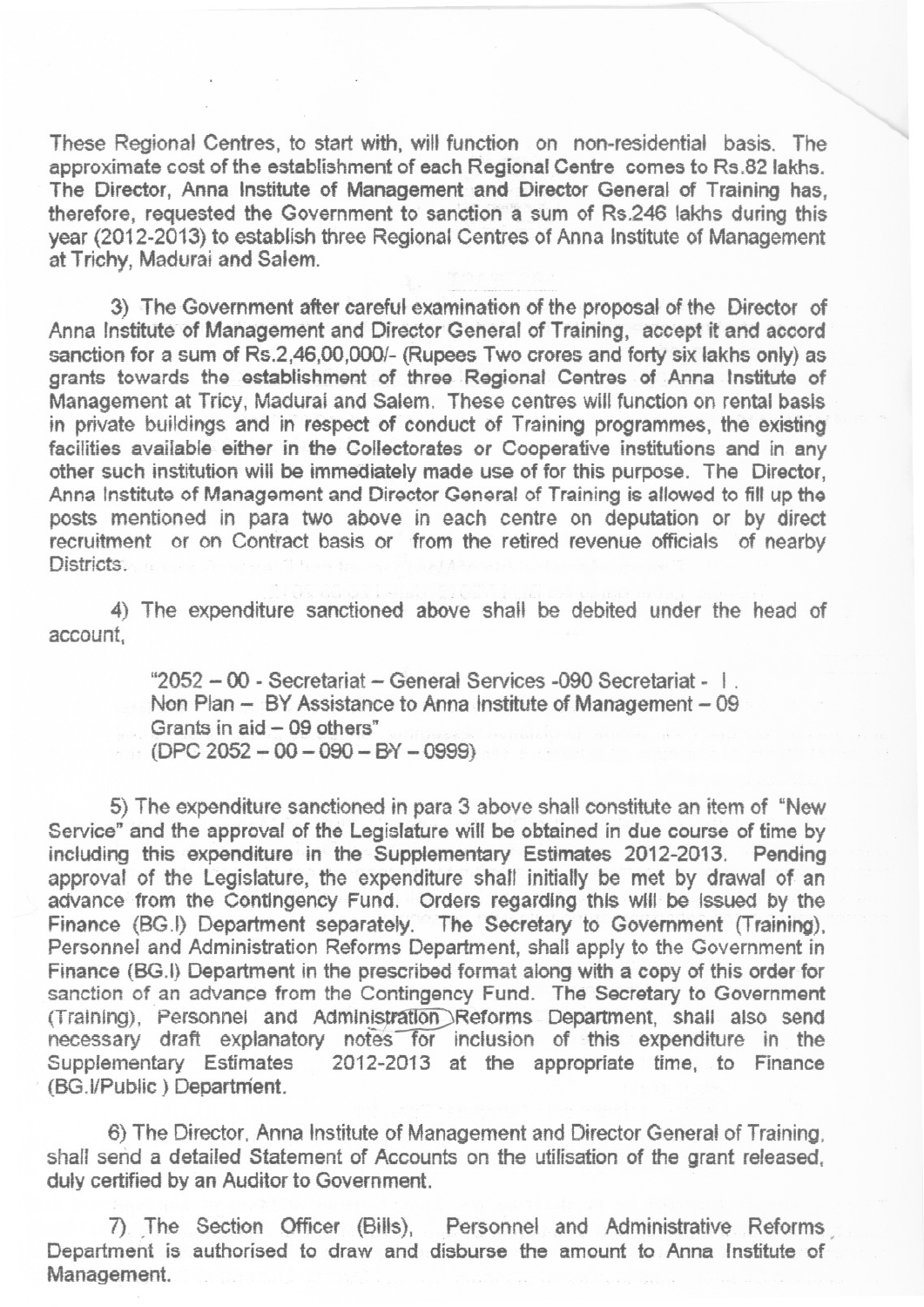These Regional Centres, to start with, will function on non-residential basis. The approximate cost of the establishment of each Regional Centre comes to Rs.82 lakhs. The Director, Anna Institute of Management and Director General of Training has, therefore, requested the Government to sanction a sum of Rs.246 lakhs during this year (2012-2013) to establish three Regional Centres of Anna Institute of Management at Trichy, Madurai and Salem.

3) The Government after careful examination of the proposal of the Director of Anna Institute of Management and Director General of Training, accept it and accord sanction for a sum of Rs.2,46,00,000/- (Rupees Two crores and forty six lakhs only) as grants towards the establishment of three Regional Centres of Anna Institute of Management at Tricy, Madurai and Salem. These centres will function on rental basis in private buildings and in respect of conduct of Training programmes, the existing facilities available either in the Collectorates or Cooperative institutions and in any other such institution will be immediately made use of for this purpose. The Director, Anna Institute of Management and Director General of Training is allowed to fill up the posts mentioned in para two above in each centre on deputation or by direct recruitment or on Contract basis or from the retired revenue officials of nearby Districts.

4) The expenditure sanctioned above shall be debited under the head of account,

> "2052 – 00 - Secretariat – General Services -090 Secretariat - I.
> Non Plan – BY Assistance to Anna Institute of Management – 09
> Grants in aid – 09 others"
> (DPC 2052 – 00 – 090 – BY – 0999)

5) The expenditure sanctioned in para 3 above shall constitute an item of "New Service" and the approval of the Legislature will be obtained in due course of time by including this expenditure in the Supplementary Estimates 2012-2013. Pending approval of the Legislature, the expenditure shall initially be met by drawal of an advance from the Contingency Fund. Orders regarding this will be issued by the Finance (BG.I) Department separately. The Secretary to Government (Training), Personnel and Administration Reforms Department, shall apply to the Government in Finance (BG.I) Department in the prescribed format along with a copy of this order for sanction of an advance from the Contingency Fund. The Secretary to Government (Training), Personnel and Administration Reforms Department, shall also send necessary draft explanatory notes for inclusion of this expenditure in the Supplementary Estimates 2012-2013 at the appropriate time, to Finance (BG.I/Public) Department.

6) The Director, Anna Institute of Management and Director General of Training, shall send a detailed Statement of Accounts on the utilisation of the grant released, duly certified by an Auditor to Government.

7) The Section Officer (Bills), Personnel and Administrative Reforms Department is authorised to draw and disburse the amount to Anna Institute of Management.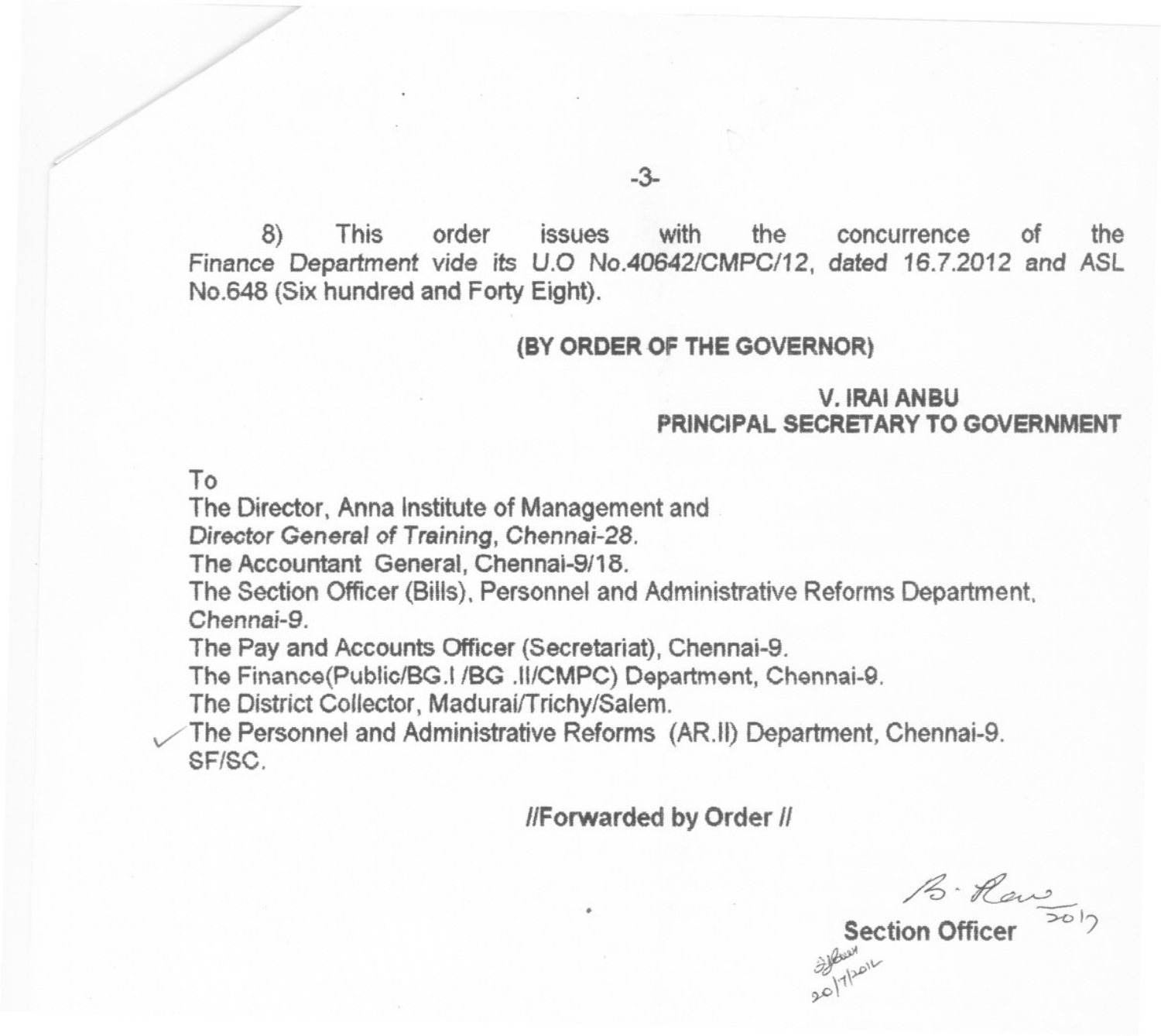8) This order issues with the concurrence of the *Finance Department vide its U.O No.40642/CMPC/12, dated 16.7.2012 and ASL* No.648 (Six hundred and Forty Eight).

**(BY ORDER OF THE GOVERNOR)**

**V. IRAI ANBU**
**PRINCIPAL SECRETARY TO GOVERNMENT**

To
The Director, Anna Institute of Management and
*Director General of Training, Chennai-28.*
The Accountant General, Chennai-9/18.
The Section Officer (Bills), Personnel and Administrative Reforms Department, *Chennai-9.*
The Pay and Accounts Officer (Secretariat), Chennai-9.
The Finance(Public/BG.I /BG .II/CMPC) Department, Chennai-9.
The District Collector, Madurai/Trichy/Salem.
The Personnel and Administrative Reforms (AR.II) Department, Chennai-9.
SF/SC.

***//Forwarded by Order //***

**Section Officer**